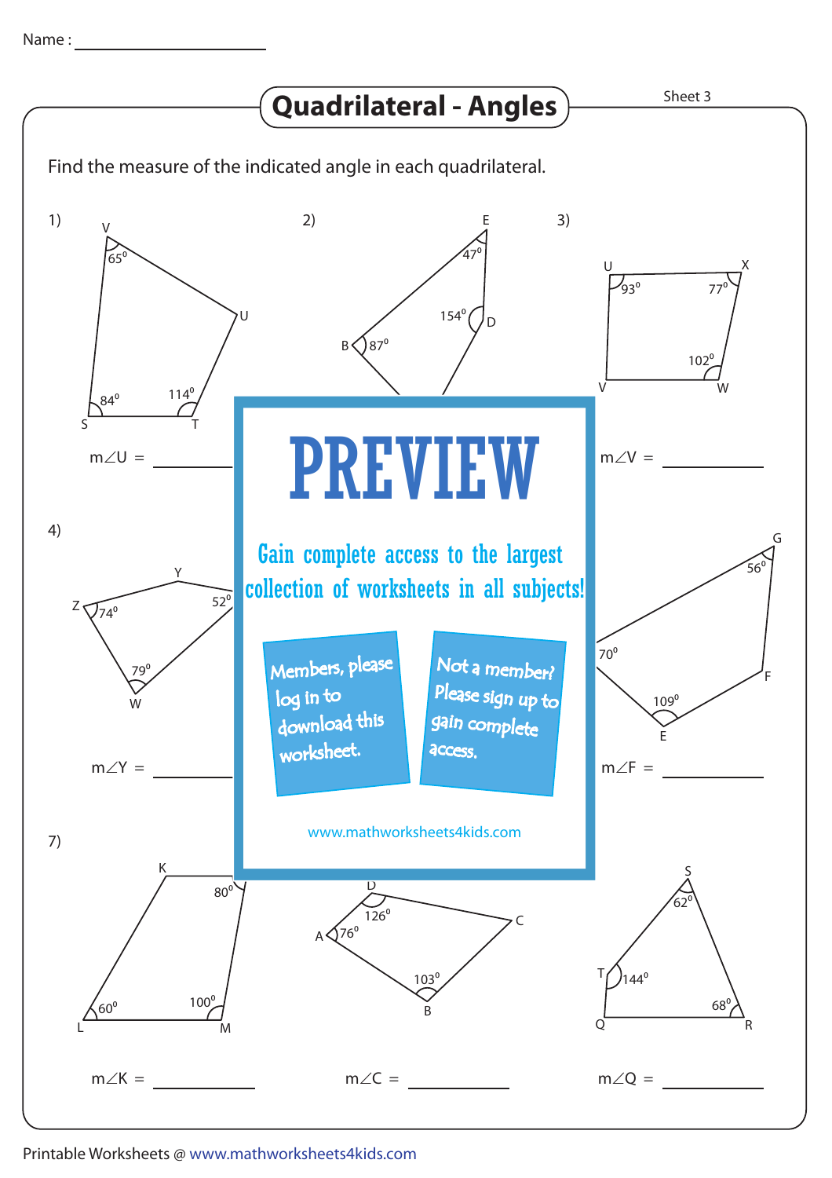Name : ____________________

# Quadrilateral - Angles

Sheet 3

Find the measure of the indicated angle in each quadrilateral.

1) V $65^0$, S $84^0$, T $114^0$, U

$m\angle U$ = ____________

2) E $47^0$, D $154^0$, B $87^0$

3) U $93^0$, X $77^0$, W $102^0$, V

$m\angle V$ = ____________

4) Z $74^0$, Y, $52^0$, W $79^0$

$m\angle Y$ = ____________

6) G $56^0$, $70^0$, F, E $109^0$

$m\angle F$ = ____________

7) K, $80^0$, L $60^0$, M $100^0$

$m\angle K$ = ____________

8) D $126^0$, A $76^0$, C, B $103^0$

$m\angle C$ = ____________

9) S $62^0$, T $144^0$, Q, R $68^0$

$m\angle Q$ = ____________

PREVIEW

Gain complete access to the largest collection of worksheets in all subjects!

Members, please log in to download this worksheet.

Not a member? Please sign up to gain complete access.

www.mathworksheets4kids.com

Printable Worksheets @ www.mathworksheets4kids.com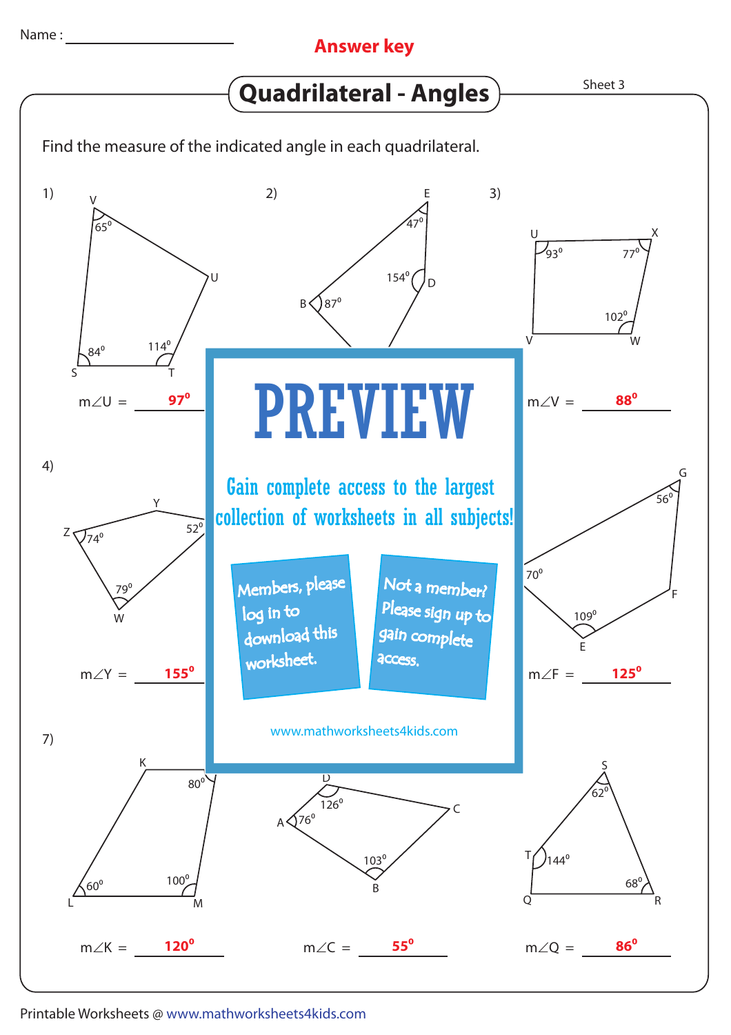Name : ____________________

**Answer key**

# Quadrilateral - Angles

Sheet 3

Find the measure of the indicated angle in each quadrilateral.

1)

V
$65^0$
U
$84^0$
$114^0$
S
T

$m\angle U$ = **$97^0$**

2)

E
$47^0$
$154^0$
D
B
$87^0$

3)

U
$93^0$
X
$77^0$
$102^0$
V
W

$m\angle V$ = **$88^0$**

4)

Y
Z
$74^0$
$52^0$
$79^0$
W

$m\angle Y$ = **$155^0$**

G
$56^0$
$70^0$
F
$109^0$
E

$m\angle F$ = **$125^0$**

7)

K
$80^0$
$60^0$
$100^0$
L
M

$m\angle K$ = **$120^0$**

D
$126^0$
C
A
$76^0$
$103^0$
B

$m\angle C$ = **$55^0$**

S
$62^0$
T
$144^0$
$68^0$
Q
R

$m\angle Q$ = **$86^0$**

PREVIEW

Gain complete access to the largest collection of worksheets in all subjects!

Members, please log in to download this worksheet.

Not a member? Please sign up to gain complete access.

www.mathworksheets4kids.com

Printable Worksheets @ www.mathworksheets4kids.com